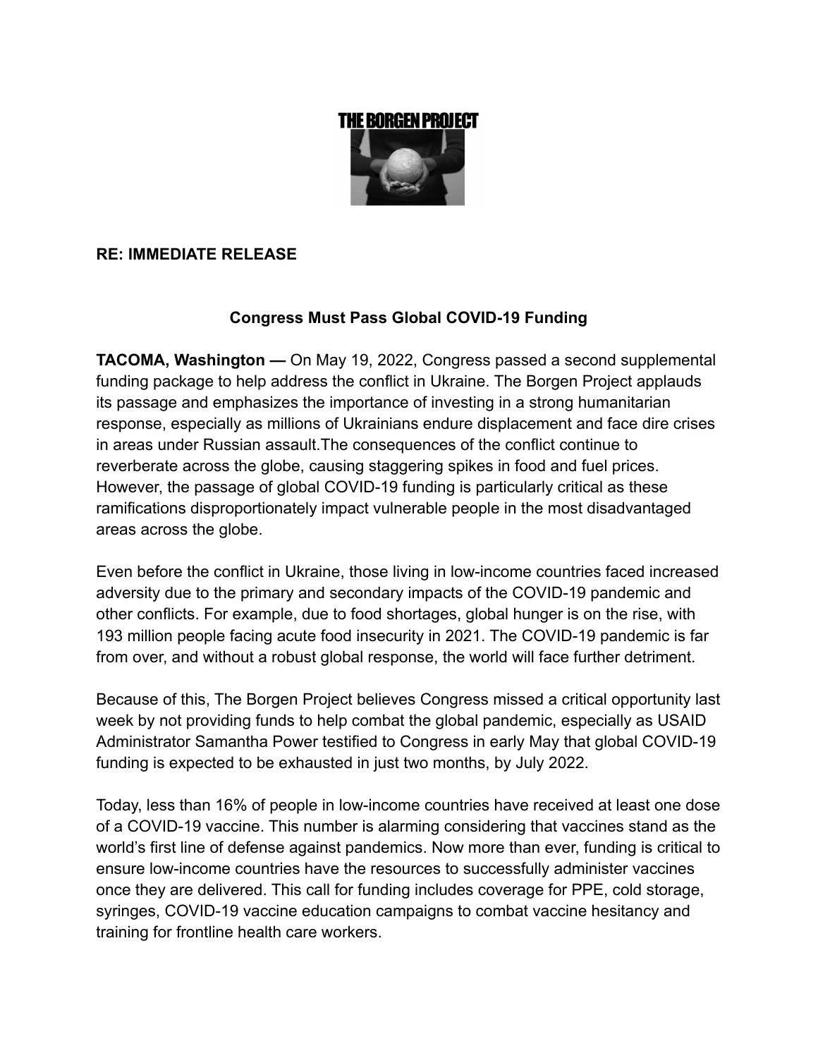THE BORGEN PROJECT

**RE: IMMEDIATE RELEASE**

**Congress Must Pass Global COVID-19 Funding**

**TACOMA, Washington —** On May 19, 2022, Congress passed a second supplemental funding package to help address the conflict in Ukraine. The Borgen Project applauds its passage and emphasizes the importance of investing in a strong humanitarian response, especially as millions of Ukrainians endure displacement and face dire crises in areas under Russian assault.The consequences of the conflict continue to reverberate across the globe, causing staggering spikes in food and fuel prices. However, the passage of global COVID-19 funding is particularly critical as these ramifications disproportionately impact vulnerable people in the most disadvantaged areas across the globe.

Even before the conflict in Ukraine, those living in low-income countries faced increased adversity due to the primary and secondary impacts of the COVID-19 pandemic and other conflicts. For example, due to food shortages, global hunger is on the rise, with 193 million people facing acute food insecurity in 2021. The COVID-19 pandemic is far from over, and without a robust global response, the world will face further detriment.

Because of this, The Borgen Project believes Congress missed a critical opportunity last week by not providing funds to help combat the global pandemic, especially as USAID Administrator Samantha Power testified to Congress in early May that global COVID-19 funding is expected to be exhausted in just two months, by July 2022.

Today, less than 16% of people in low-income countries have received at least one dose of a COVID-19 vaccine. This number is alarming considering that vaccines stand as the world's first line of defense against pandemics. Now more than ever, funding is critical to ensure low-income countries have the resources to successfully administer vaccines once they are delivered. This call for funding includes coverage for PPE, cold storage, syringes, COVID-19 vaccine education campaigns to combat vaccine hesitancy and training for frontline health care workers.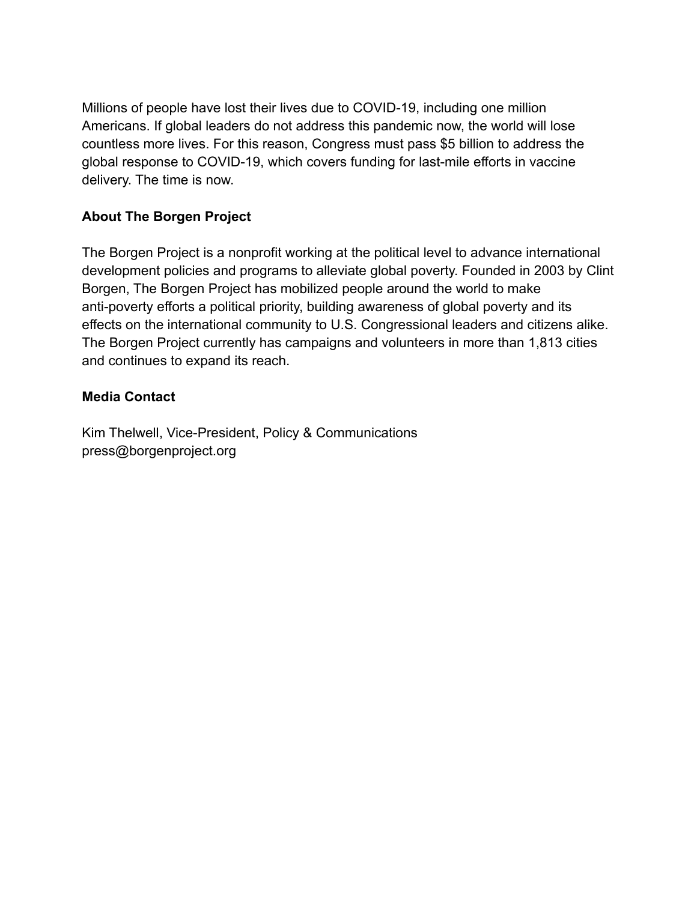Millions of people have lost their lives due to COVID-19, including one million Americans. If global leaders do not address this pandemic now, the world will lose countless more lives. For this reason, Congress must pass $5 billion to address the global response to COVID-19, which covers funding for last-mile efforts in vaccine delivery. The time is now.

**About The Borgen Project**

The Borgen Project is a nonprofit working at the political level to advance international development policies and programs to alleviate global poverty. Founded in 2003 by Clint Borgen, The Borgen Project has mobilized people around the world to make anti-poverty efforts a political priority, building awareness of global poverty and its effects on the international community to U.S. Congressional leaders and citizens alike. The Borgen Project currently has campaigns and volunteers in more than 1,813 cities and continues to expand its reach.

**Media Contact**

Kim Thelwell, Vice-President, Policy & Communications
press@borgenproject.org